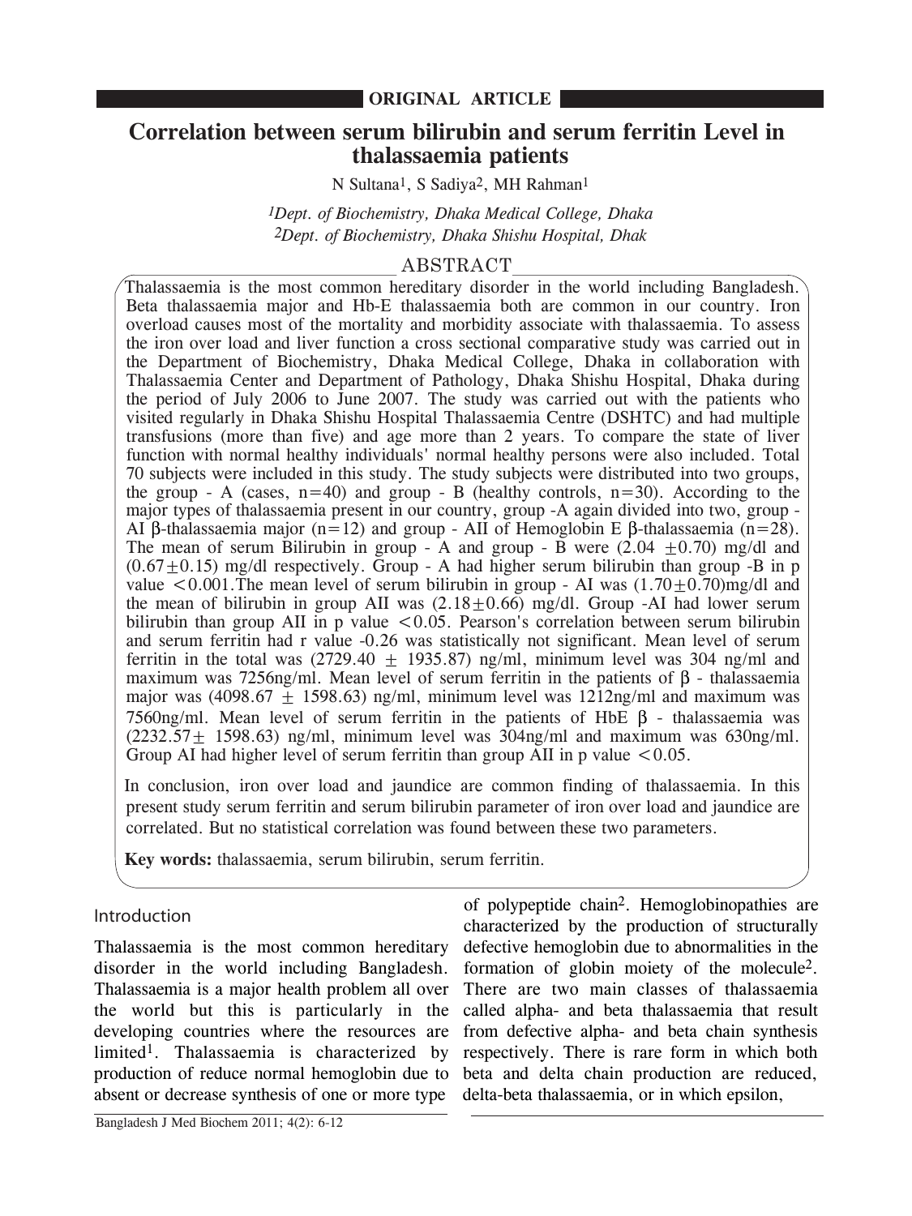**ORIGINAL ARTICLE**

# Correlation between serum bilirubin and serum ferritin Level in thalassaemia patients

N Sultana[1], S Sadiya[2], MH Rahman[1]

[1]*Dept. of Biochemistry, Dhaka Medical College, Dhaka*
[2]*Dept. of Biochemistry, Dhaka Shishu Hospital, Dhak*

## ABSTRACT

Thalassaemia is the most common hereditary disorder in the world including Bangladesh. Beta thalassaemia major and Hb-E thalassaemia both are common in our country. Iron overload causes most of the mortality and morbidity associate with thalassaemia. To assess the iron over load and liver function a cross sectional comparative study was carried out in the Department of Biochemistry, Dhaka Medical College, Dhaka in collaboration with Thalassaemia Center and Department of Pathology, Dhaka Shishu Hospital, Dhaka during the period of July 2006 to June 2007. The study was carried out with the patients who visited regularly in Dhaka Shishu Hospital Thalassaemia Centre (DSHTC) and had multiple transfusions (more than five) and age more than 2 years. To compare the state of liver function with normal healthy individuals' normal healthy persons were also included. Total 70 subjects were included in this study. The study subjects were distributed into two groups, the group - A (cases, n=40) and group - B (healthy controls, n=30). According to the major types of thalassaemia present in our country, group -A again divided into two, group - AI β-thalassaemia major (n=12) and group - AII of Hemoglobin E β-thalassaemia (n=28). The mean of serum Bilirubin in group - A and group - B were ($2.04 \pm 0.70$) mg/dl and ($0.67 \pm 0.15$) mg/dl respectively. Group - A had higher serum bilirubin than group -B in p value $<0.001$.The mean level of serum bilirubin in group - AI was ($1.70 \pm 0.70$)mg/dl and the mean of bilirubin in group AII was ($2.18 \pm 0.66$) mg/dl. Group -AI had lower serum bilirubin than group AII in p value $<0.05$. Pearson's correlation between serum bilirubin and serum ferritin had r value -0.26 was statistically not significant. Mean level of serum ferritin in the total was ($2729.40 \pm 1935.87$) ng/ml, minimum level was 304 ng/ml and maximum was 7256ng/ml. Mean level of serum ferritin in the patients of β - thalassaemia major was ($4098.67 \pm 1598.63$) ng/ml, minimum level was 1212ng/ml and maximum was 7560ng/ml. Mean level of serum ferritin in the patients of HbE β - thalassaemia was ($2232.57 \pm 1598.63$) ng/ml, minimum level was 304ng/ml and maximum was 630ng/ml. Group AI had higher level of serum ferritin than group AII in p value $<0.05$.

In conclusion, iron over load and jaundice are common finding of thalassaemia. In this present study serum ferritin and serum bilirubin parameter of iron over load and jaundice are correlated. But no statistical correlation was found between these two parameters.

**Key words:** thalassaemia, serum bilirubin, serum ferritin.

## Introduction

Thalassaemia is the most common hereditary disorder in the world including Bangladesh. Thalassaemia is a major health problem all over the world but this is particularly in the developing countries where the resources are limited[1]. Thalassaemia is characterized by production of reduce normal hemoglobin due to absent or decrease synthesis of one or more type of polypeptide chain[2]. Hemoglobinopathies are characterized by the production of structurally defective hemoglobin due to abnormalities in the formation of globin moiety of the molecule[2]. There are two main classes of thalassaemia called alpha- and beta thalassaemia that result from defective alpha- and beta chain synthesis respectively. There is rare form in which both beta and delta chain production are reduced, delta-beta thalassaemia, or in which epsilon,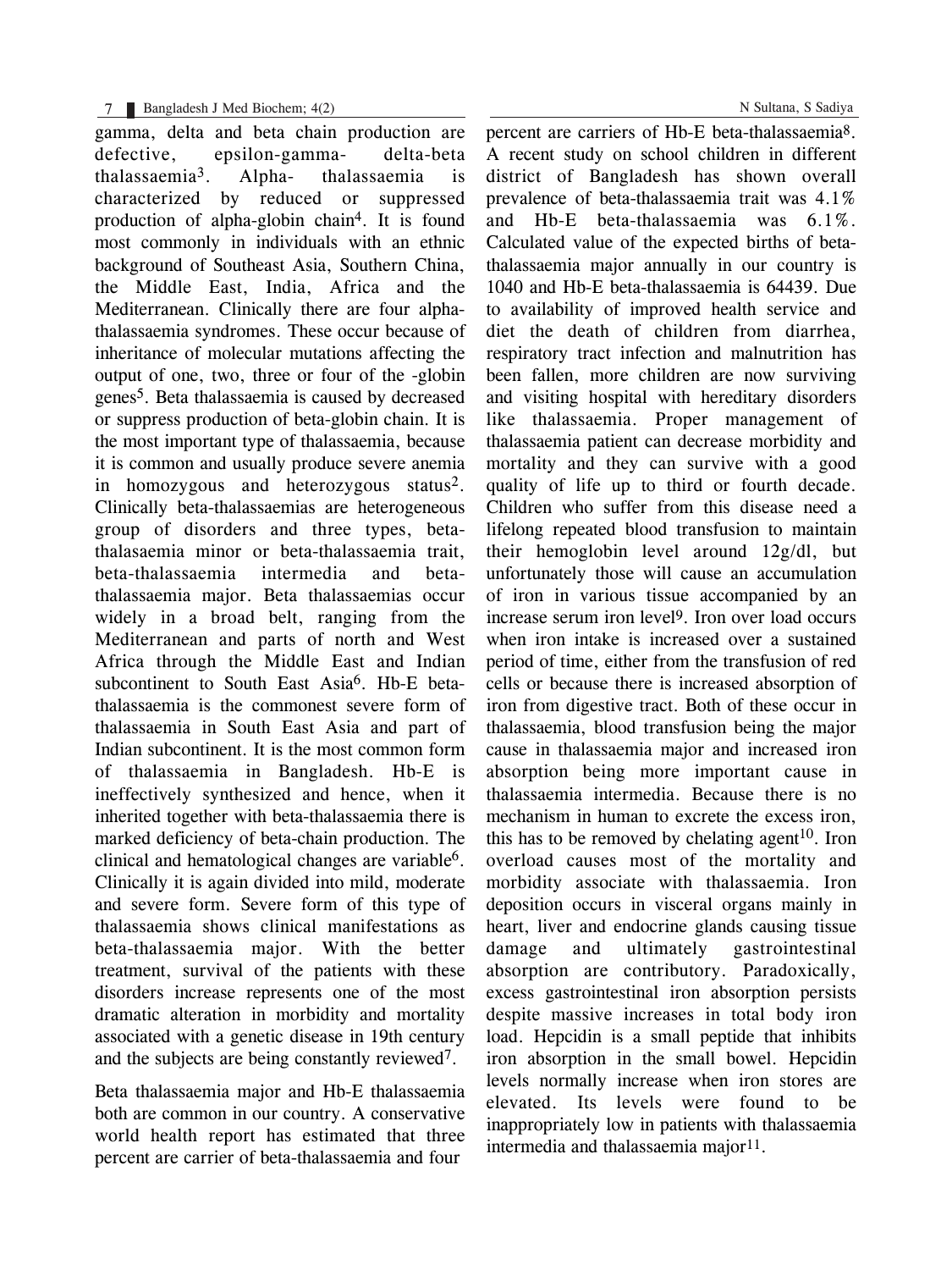gamma, delta and beta chain production are defective, epsilon-gamma- delta-beta thalassaemia[3]. Alpha- thalassaemia is characterized by reduced or suppressed production of alpha-globin chain[4]. It is found most commonly in individuals with an ethnic background of Southeast Asia, Southern China, the Middle East, India, Africa and the Mediterranean. Clinically there are four alpha-thalassaemia syndromes. These occur because of inheritance of molecular mutations affecting the output of one, two, three or four of the -globin genes[5]. Beta thalassaemia is caused by decreased or suppress production of beta-globin chain. It is the most important type of thalassaemia, because it is common and usually produce severe anemia in homozygous and heterozygous status[2]. Clinically beta-thalassaemias are heterogeneous group of disorders and three types, beta-thalasaemia minor or beta-thalassaemia trait, beta-thalassaemia intermedia and beta-thalassaemia major. Beta thalassaemias occur widely in a broad belt, ranging from the Mediterranean and parts of north and West Africa through the Middle East and Indian subcontinent to South East Asia[6]. Hb-E beta-thalassaemia is the commonest severe form of thalassaemia in South East Asia and part of Indian subcontinent. It is the most common form of thalassaemia in Bangladesh. Hb-E is ineffectively synthesized and hence, when it inherited together with beta-thalassaemia there is marked deficiency of beta-chain production. The clinical and hematological changes are variable[6]. Clinically it is again divided into mild, moderate and severe form. Severe form of this type of thalassaemia shows clinical manifestations as beta-thalassaemia major. With the better treatment, survival of the patients with these disorders increase represents one of the most dramatic alteration in morbidity and mortality associated with a genetic disease in 19th century and the subjects are being constantly reviewed[7].

Beta thalassaemia major and Hb-E thalassaemia both are common in our country. A conservative world health report has estimated that three percent are carrier of beta-thalassaemia and four percent are carriers of Hb-E beta-thalassaemia[8]. A recent study on school children in different district of Bangladesh has shown overall prevalence of beta-thalassaemia trait was 4.1% and Hb-E beta-thalassaemia was 6.1%. Calculated value of the expected births of beta-thalassaemia major annually in our country is 1040 and Hb-E beta-thalassaemia is 64439. Due to availability of improved health service and diet the death of children from diarrhea, respiratory tract infection and malnutrition has been fallen, more children are now surviving and visiting hospital with hereditary disorders like thalassaemia. Proper management of thalassaemia patient can decrease morbidity and mortality and they can survive with a good quality of life up to third or fourth decade. Children who suffer from this disease need a lifelong repeated blood transfusion to maintain their hemoglobin level around 12g/dl, but unfortunately those will cause an accumulation of iron in various tissue accompanied by an increase serum iron level[9]. Iron over load occurs when iron intake is increased over a sustained period of time, either from the transfusion of red cells or because there is increased absorption of iron from digestive tract. Both of these occur in thalassaemia, blood transfusion being the major cause in thalassaemia major and increased iron absorption being more important cause in thalassaemia intermedia. Because there is no mechanism in human to excrete the excess iron, this has to be removed by chelating agent[10]. Iron overload causes most of the mortality and morbidity associate with thalassaemia. Iron deposition occurs in visceral organs mainly in heart, liver and endocrine glands causing tissue damage and ultimately gastrointestinal absorption are contributory. Paradoxically, excess gastrointestinal iron absorption persists despite massive increases in total body iron load. Hepcidin is a small peptide that inhibits iron absorption in the small bowel. Hepcidin levels normally increase when iron stores are elevated. Its levels were found to be inappropriately low in patients with thalassaemia intermedia and thalassaemia major[11].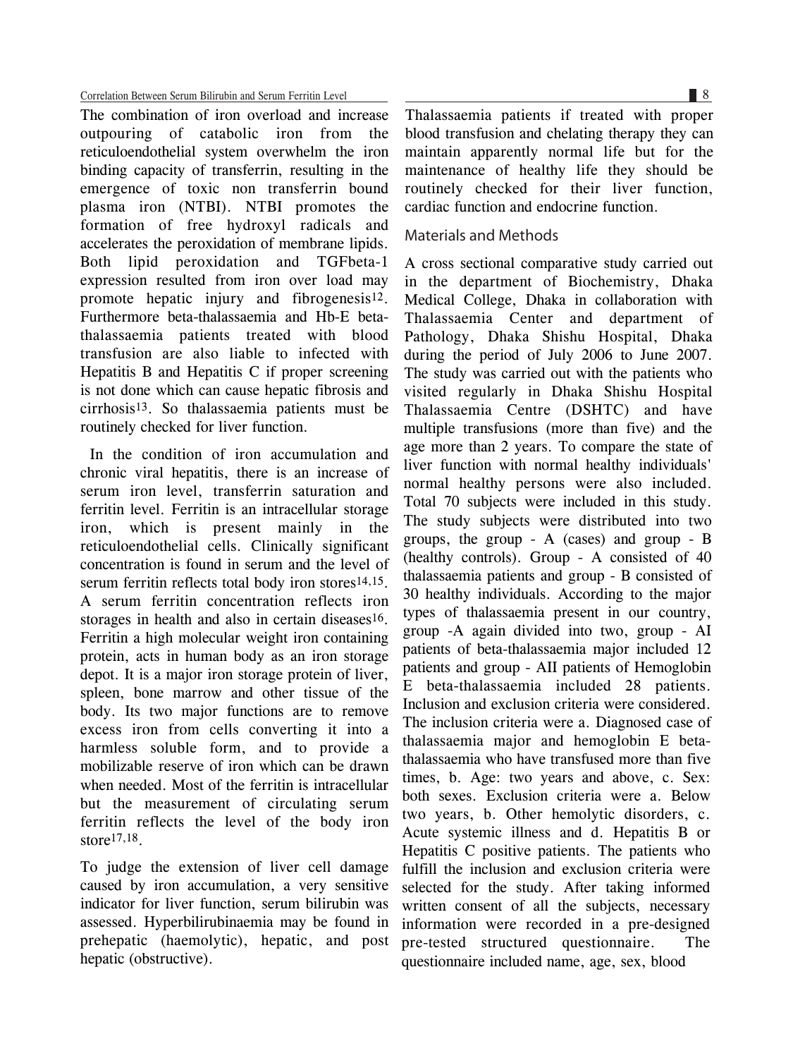The combination of iron overload and increase outpouring of catabolic iron from the reticuloendothelial system overwhelm the iron binding capacity of transferrin, resulting in the emergence of toxic non transferrin bound plasma iron (NTBI). NTBI promotes the formation of free hydroxyl radicals and accelerates the peroxidation of membrane lipids. Both lipid peroxidation and TGFbeta-1 expression resulted from iron over load may promote hepatic injury and fibrogenesis[12]. Furthermore beta-thalassaemia and Hb-E beta-thalassaemia patients treated with blood transfusion are also liable to infected with Hepatitis B and Hepatitis C if proper screening is not done which can cause hepatic fibrosis and cirrhosis[13]. So thalassaemia patients must be routinely checked for liver function.

In the condition of iron accumulation and chronic viral hepatitis, there is an increase of serum iron level, transferrin saturation and ferritin level. Ferritin is an intracellular storage iron, which is present mainly in the reticuloendothelial cells. Clinically significant concentration is found in serum and the level of serum ferritin reflects total body iron stores[14,15]. A serum ferritin concentration reflects iron storages in health and also in certain diseases[16]. Ferritin a high molecular weight iron containing protein, acts in human body as an iron storage depot. It is a major iron storage protein of liver, spleen, bone marrow and other tissue of the body. Its two major functions are to remove excess iron from cells converting it into a harmless soluble form, and to provide a mobilizable reserve of iron which can be drawn when needed. Most of the ferritin is intracellular but the measurement of circulating serum ferritin reflects the level of the body iron store[17,18].

To judge the extension of liver cell damage caused by iron accumulation, a very sensitive indicator for liver function, serum bilirubin was assessed. Hyperbilirubinaemia may be found in prehepatic (haemolytic), hepatic, and post hepatic (obstructive).

Thalassaemia patients if treated with proper blood transfusion and chelating therapy they can maintain apparently normal life but for the maintenance of healthy life they should be routinely checked for their liver function, cardiac function and endocrine function.

## Materials and Methods

A cross sectional comparative study carried out in the department of Biochemistry, Dhaka Medical College, Dhaka in collaboration with Thalassaemia Center and department of Pathology, Dhaka Shishu Hospital, Dhaka during the period of July 2006 to June 2007. The study was carried out with the patients who visited regularly in Dhaka Shishu Hospital Thalassaemia Centre (DSHTC) and have multiple transfusions (more than five) and the age more than 2 years. To compare the state of liver function with normal healthy individuals' normal healthy persons were also included. Total 70 subjects were included in this study. The study subjects were distributed into two groups, the group - A (cases) and group - B (healthy controls). Group - A consisted of 40 thalassaemia patients and group - B consisted of 30 healthy individuals. According to the major types of thalassaemia present in our country, group -A again divided into two, group - AI patients of beta-thalassaemia major included 12 patients and group - AII patients of Hemoglobin E beta-thalassaemia included 28 patients. Inclusion and exclusion criteria were considered. The inclusion criteria were a. Diagnosed case of thalassaemia major and hemoglobin E beta-thalassaemia who have transfused more than five times, b. Age: two years and above, c. Sex: both sexes. Exclusion criteria were a. Below two years, b. Other hemolytic disorders, c. Acute systemic illness and d. Hepatitis B or Hepatitis C positive patients. The patients who fulfill the inclusion and exclusion criteria were selected for the study. After taking informed written consent of all the subjects, necessary information were recorded in a pre-designed pre-tested structured questionnaire. The questionnaire included name, age, sex, blood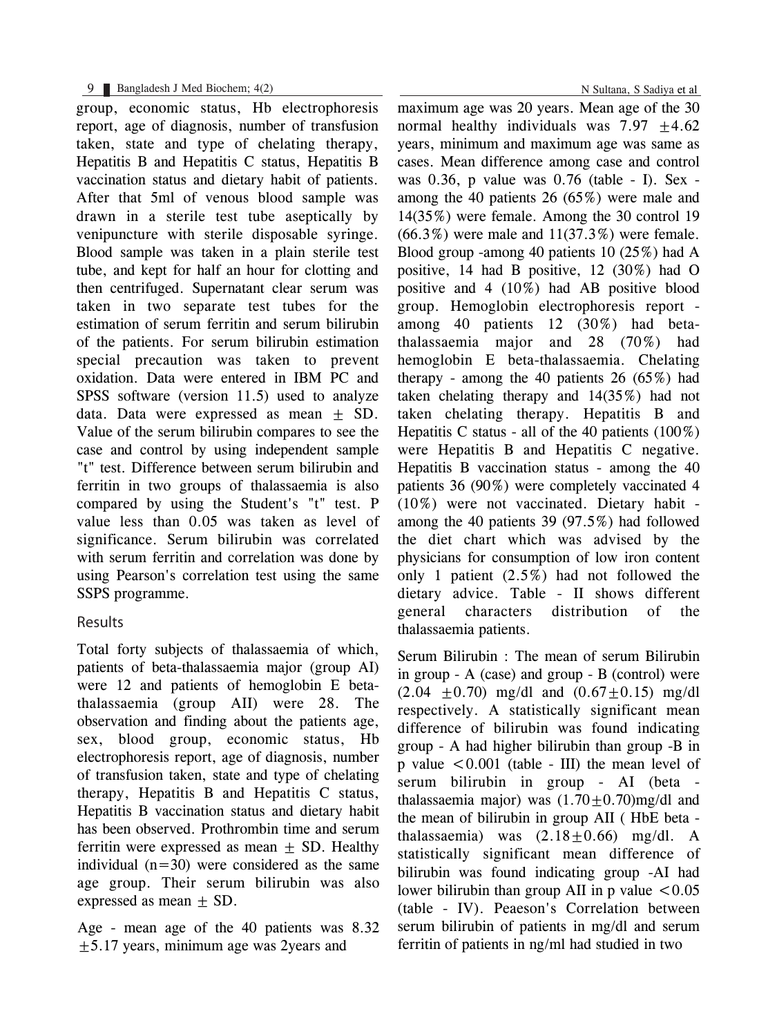group, economic status, Hb electrophoresis report, age of diagnosis, number of transfusion taken, state and type of chelating therapy, Hepatitis B and Hepatitis C status, Hepatitis B vaccination status and dietary habit of patients. After that 5ml of venous blood sample was drawn in a sterile test tube aseptically by venipuncture with sterile disposable syringe. Blood sample was taken in a plain sterile test tube, and kept for half an hour for clotting and then centrifuged. Supernatant clear serum was taken in two separate test tubes for the estimation of serum ferritin and serum bilirubin of the patients. For serum bilirubin estimation special precaution was taken to prevent oxidation. Data were entered in IBM PC and SPSS software (version 11.5) used to analyze data. Data were expressed as mean ± SD. Value of the serum bilirubin compares to see the case and control by using independent sample "t" test. Difference between serum bilirubin and ferritin in two groups of thalassaemia is also compared by using the Student's "t" test. P value less than 0.05 was taken as level of significance. Serum bilirubin was correlated with serum ferritin and correlation was done by using Pearson's correlation test using the same SSPS programme.

## Results

Total forty subjects of thalassaemia of which, patients of beta-thalassaemia major (group AI) were 12 and patients of hemoglobin E beta-thalassaemia (group AII) were 28. The observation and finding about the patients age, sex, blood group, economic status, Hb electrophoresis report, age of diagnosis, number of transfusion taken, state and type of chelating therapy, Hepatitis B and Hepatitis C status, Hepatitis B vaccination status and dietary habit has been observed. Prothrombin time and serum ferritin were expressed as mean ± SD. Healthy individual (n=30) were considered as the same age group. Their serum bilirubin was also expressed as mean ± SD.

Age - mean age of the 40 patients was 8.32 ±5.17 years, minimum age was 2years and maximum age was 20 years. Mean age of the 30 normal healthy individuals was 7.97 ±4.62 years, minimum and maximum age was same as cases. Mean difference among case and control was 0.36, p value was 0.76 (table - I). Sex - among the 40 patients 26 (65%) were male and 14(35%) were female. Among the 30 control 19 (66.3%) were male and 11(37.3%) were female. Blood group -among 40 patients 10 (25%) had A positive, 14 had B positive, 12 (30%) had O positive and 4 (10%) had AB positive blood group. Hemoglobin electrophoresis report - among 40 patients 12 (30%) had beta-thalassaemia major and 28 (70%) had hemoglobin E beta-thalassaemia. Chelating therapy - among the 40 patients 26 (65%) had taken chelating therapy and 14(35%) had not taken chelating therapy. Hepatitis B and Hepatitis C status - all of the 40 patients (100%) were Hepatitis B and Hepatitis C negative. Hepatitis B vaccination status - among the 40 patients 36 (90%) were completely vaccinated 4 (10%) were not vaccinated. Dietary habit - among the 40 patients 39 (97.5%) had followed the diet chart which was advised by the physicians for consumption of low iron content only 1 patient (2.5%) had not followed the dietary advice. Table - II shows different general characters distribution of the thalassaemia patients.

Serum Bilirubin : The mean of serum Bilirubin in group - A (case) and group - B (control) were (2.04 ±0.70) mg/dl and (0.67±0.15) mg/dl respectively. A statistically significant mean difference of bilirubin was found indicating group - A had higher bilirubin than group -B in p value <0.001 (table - III) the mean level of serum bilirubin in group - AI (beta - thalassaemia major) was (1.70±0.70)mg/dl and the mean of bilirubin in group AII ( HbE beta - thalassaemia) was (2.18±0.66) mg/dl. A statistically significant mean difference of bilirubin was found indicating group -AI had lower bilirubin than group AII in p value <0.05 (table - IV). Peaeson's Correlation between serum bilirubin of patients in mg/dl and serum ferritin of patients in ng/ml had studied in two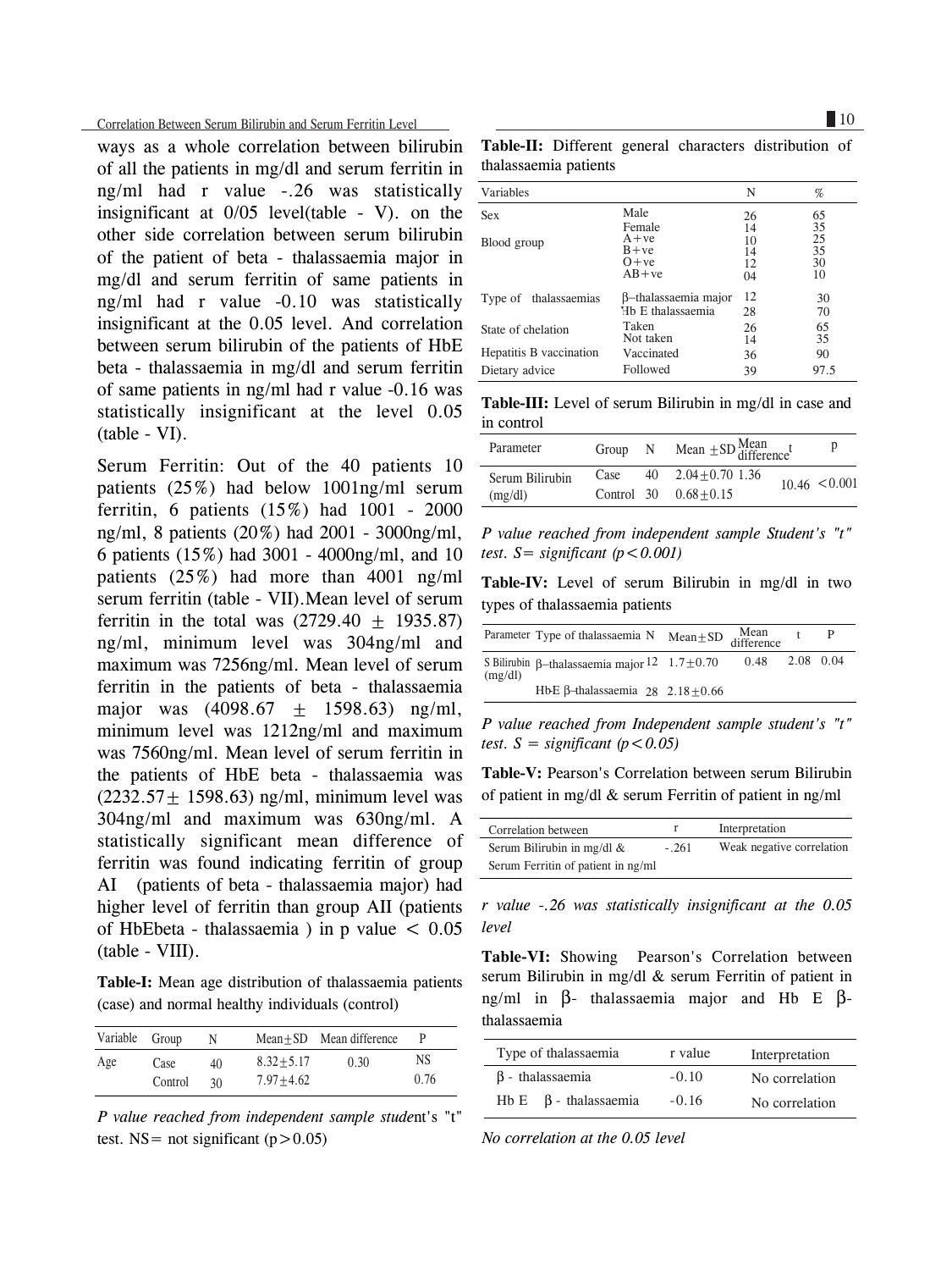ways as a whole correlation between bilirubin of all the patients in mg/dl and serum ferritin in ng/ml had r value -.26 was statistically insignificant at 0/05 level(table - V). on the other side correlation between serum bilirubin of the patient of beta - thalassaemia major in mg/dl and serum ferritin of same patients in ng/ml had r value -0.10 was statistically insignificant at the 0.05 level. And correlation between serum bilirubin of the patients of HbE beta - thalassaemia in mg/dl and serum ferritin of same patients in ng/ml had r value -0.16 was statistically insignificant at the level 0.05 (table - VI).

Serum Ferritin: Out of the 40 patients 10 patients (25%) had below 1001ng/ml serum ferritin, 6 patients (15%) had 1001 - 2000 ng/ml, 8 patients (20%) had 2001 - 3000ng/ml, 6 patients (15%) had 3001 - 4000ng/ml, and 10 patients (25%) had more than 4001 ng/ml serum ferritin (table - VII).Mean level of serum ferritin in the total was (2729.40 ± 1935.87) ng/ml, minimum level was 304ng/ml and maximum was 7256ng/ml. Mean level of serum ferritin in the patients of beta - thalassaemia major was (4098.67 ± 1598.63) ng/ml, minimum level was 1212ng/ml and maximum was 7560ng/ml. Mean level of serum ferritin in the patients of HbE beta - thalassaemia was (2232.57± 1598.63) ng/ml, minimum level was 304ng/ml and maximum was 630ng/ml. A statistically significant mean difference of ferritin was found indicating ferritin of group AI (patients of beta - thalassaemia major) had higher level of ferritin than group AII (patients of HbEbeta - thalassaemia ) in p value < 0.05 (table - VIII).

**Table-I:** Mean age distribution of thalassaemia patients (case) and normal healthy individuals (control)

| Variable | Group | N | Mean±SD | Mean difference | P |
|---|---|---|---|---|---|
| Age | Case | 40 | 8.32±5.17 | 0.30 | NS |
| | Control | 30 | 7.97±4.62 | | 0.76 |

*P value reached from independent sample stude*nt's "t" test. NS= not significant (p>0.05)

**Table-II:** Different general characters distribution of thalassaemia patients

| Variables | | N | % |
|---|---|---|---|
| Sex | Male | 26 | 65 |
| | Female | 14 | 35 |
| Blood group | A+ve | 10 | 25 |
| | B+ve | 14 | 35 |
| | O+ve | 12 | 30 |
| | AB+ve | 04 | 10 |
| Type of thalassaemias | β–thalassaemia major | 12 | 30 |
| | Hb E thalassaemia | 28 | 70 |
| State of chelation | Taken | 26 | 65 |
| | Not taken | 14 | 35 |
| Hepatitis B vaccination | Vaccinated | 36 | 90 |
| Dietary advice | Followed | 39 | 97.5 |

**Table-III:** Level of serum Bilirubin in mg/dl in case and in control

| Parameter | Group | N | Mean ±SD | Mean difference | t | p |
|---|---|---|---|---|---|---|
| Serum Bilirubin (mg/dl) | Case | 40 | 2.04±0.70 | 1.36 | 10.46 | <0.001 |
| | Control | 30 | 0.68±0.15 | | | |

*P value reached from independent sample Student's "t" test. S= significant (p<0.001)*

**Table-IV:** Level of serum Bilirubin in mg/dl in two types of thalassaemia patients

| Parameter | Type of thalassaemia | N | Mean±SD | Mean difference | t | P |
|---|---|---|---|---|---|---|
| S Bilirubin (mg/dl) | β–thalassaemia major | 12 | 1.7±0.70 | 0.48 | 2.08 | 0.04 |
| | HbE β–thalassaemia | 28 | 2.18±0.66 | | | |

*P value reached from Independent sample student's "t" test. S = significant (p<0.05)*

**Table-V:** Pearson's Correlation between serum Bilirubin of patient in mg/dl & serum Ferritin of patient in ng/ml

| Correlation between | r | Interpretation |
|---|---|---|
| Serum Bilirubin in mg/dl & Serum Ferritin of patient in ng/ml | -.261 | Weak negative correlation |

*r value -.26 was statistically insignificant at the 0.05 level*

**Table-VI:** Showing Pearson's Correlation between serum Bilirubin in mg/dl & serum Ferritin of patient in ng/ml in β- thalassaemia major and Hb E β-thalassaemia

| Type of thalassaemia | r value | Interpretation |
|---|---|---|
| β - thalassaemia | -0.10 | No correlation |
| Hb E β - thalassaemia | -0.16 | No correlation |

*No correlation at the 0.05 level*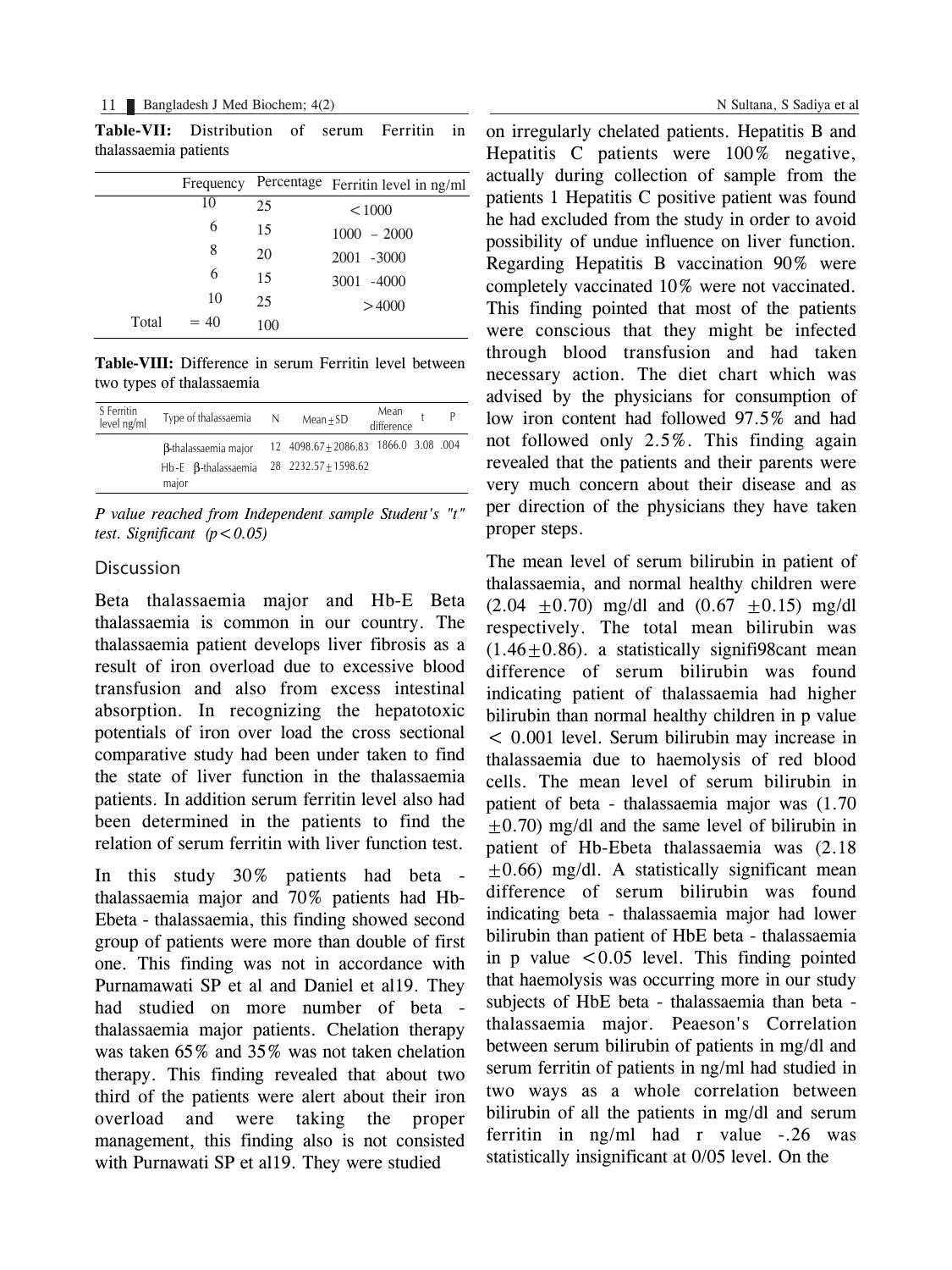**Table-VII:** Distribution of serum Ferritin in thalassaemia patients

| | Frequency | Percentage | Ferritin level in ng/ml |
|---|---|---|---|
| | 10 | 25 | < 1000 |
| | 6 | 15 | 1000 – 2000 |
| | 8 | 20 | 2001 -3000 |
| | 6 | 15 | 3001 -4000 |
| | 10 | 25 | > 4000 |
| Total | = 40 | 100 | |

**Table-VIII:** Difference in serum Ferritin level between two types of thalassaemia

| S Ferritin level ng/ml | Type of thalassaemia | N | Mean±SD | Mean difference | t | P |
|---|---|---|---|---|---|---|
| | β-thalassaemia major | 12 | 4098.67±2086.83 | 1866.0 | 3.08 | .004 |
| | Hb-E β-thalassaemia major | 28 | 2232.57±1598.62 | | | |

*P value reached from Independent sample Student's "t" test. Significant ($p < 0.05$)*

## Discussion

Beta thalassaemia major and Hb-E Beta thalassaemia is common in our country. The thalassaemia patient develops liver fibrosis as a result of iron overload due to excessive blood transfusion and also from excess intestinal absorption. In recognizing the hepatotoxic potentials of iron over load the cross sectional comparative study had been under taken to find the state of liver function in the thalassaemia patients. In addition serum ferritin level also had been determined in the patients to find the relation of serum ferritin with liver function test.

In this study 30% patients had beta - thalassaemia major and 70% patients had Hb-Ebeta - thalassaemia, this finding showed second group of patients were more than double of first one. This finding was not in accordance with Purnamawati SP et al and Daniel et al19. They had studied on more number of beta - thalassaemia major patients. Chelation therapy was taken 65% and 35% was not taken chelation therapy. This finding revealed that about two third of the patients were alert about their iron overload and were taking the proper management, this finding also is not consisted with Purnawati SP et al19. They were studied on irregularly chelated patients. Hepatitis B and Hepatitis C patients were 100% negative, actually during collection of sample from the patients 1 Hepatitis C positive patient was found he had excluded from the study in order to avoid possibility of undue influence on liver function. Regarding Hepatitis B vaccination 90% were completely vaccinated 10% were not vaccinated. This finding pointed that most of the patients were conscious that they might be infected through blood transfusion and had taken necessary action. The diet chart which was advised by the physicians for consumption of low iron content had followed 97.5% and had not followed only 2.5%. This finding again revealed that the patients and their parents were very much concern about their disease and as per direction of the physicians they have taken proper steps.

The mean level of serum bilirubin in patient of thalassaemia, and normal healthy children were (2.04 ±0.70) mg/dl and (0.67 ±0.15) mg/dl respectively. The total mean bilirubin was (1.46±0.86). a statistically signifi98cant mean difference of serum bilirubin was found indicating patient of thalassaemia had higher bilirubin than normal healthy children in p value < 0.001 level. Serum bilirubin may increase in thalassaemia due to haemolysis of red blood cells. The mean level of serum bilirubin in patient of beta - thalassaemia major was (1.70 ±0.70) mg/dl and the same level of bilirubin in patient of Hb-Ebeta thalassaemia was (2.18 ±0.66) mg/dl. A statistically significant mean difference of serum bilirubin was found indicating beta - thalassaemia major had lower bilirubin than patient of HbE beta - thalassaemia in p value <0.05 level. This finding pointed that haemolysis was occurring more in our study subjects of HbE beta - thalassaemia than beta - thalassaemia major. Peaeson's Correlation between serum bilirubin of patients in mg/dl and serum ferritin of patients in ng/ml had studied in two ways as a whole correlation between bilirubin of all the patients in mg/dl and serum ferritin in ng/ml had r value -.26 was statistically insignificant at 0/05 level. On the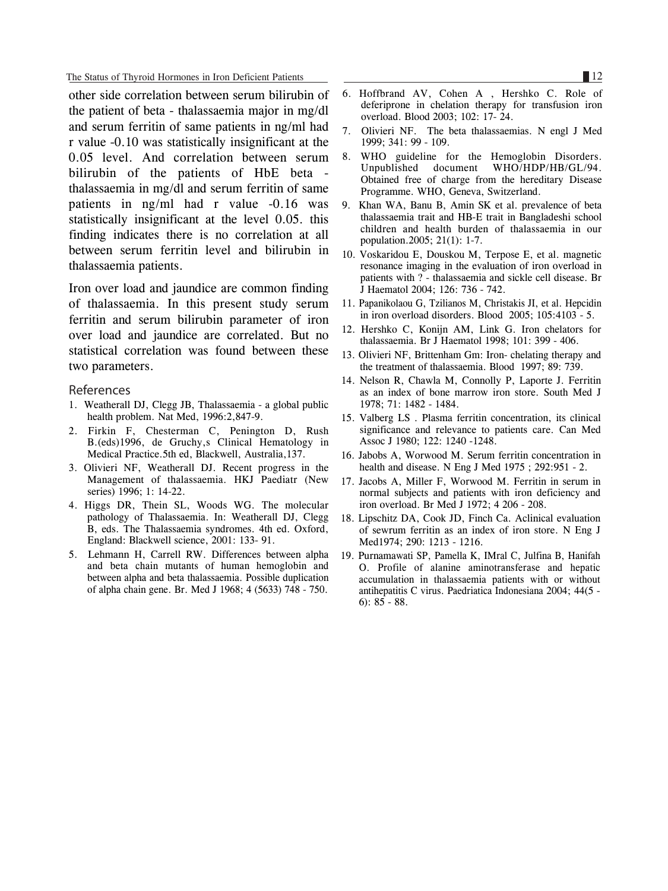other side correlation between serum bilirubin of the patient of beta - thalassaemia major in mg/dl and serum ferritin of same patients in ng/ml had r value -0.10 was statistically insignificant at the 0.05 level. And correlation between serum bilirubin of the patients of HbE beta - thalassaemia in mg/dl and serum ferritin of same patients in ng/ml had r value -0.16 was statistically insignificant at the level 0.05. this finding indicates there is no correlation at all between serum ferritin level and bilirubin in thalassaemia patients.

Iron over load and jaundice are common finding of thalassaemia. In this present study serum ferritin and serum bilirubin parameter of iron over load and jaundice are correlated. But no statistical correlation was found between these two parameters.

## References

1. Weatherall DJ, Clegg JB, Thalassaemia - a global public health problem. Nat Med, 1996:2,847-9.
2. Firkin F, Chesterman C, Penington D, Rush B.(eds)1996, de Gruchy,s Clinical Hematology in Medical Practice.5th ed, Blackwell, Australia,137.
3. Olivieri NF, Weatherall DJ. Recent progress in the Management of thalassaemia. HKJ Paediatr (New series) 1996; 1: 14-22.
4. Higgs DR, Thein SL, Woods WG. The molecular pathology of Thalassaemia. In: Weatherall DJ, Clegg B, eds. The Thalassaemia syndromes. 4th ed. Oxford, England: Blackwell science, 2001: 133- 91.
5. Lehmann H, Carrell RW. Differences between alpha and beta chain mutants of human hemoglobin and between alpha and beta thalassaemia. Possible duplication of alpha chain gene. Br. Med J 1968; 4 (5633) 748 - 750.
6. Hoffbrand AV, Cohen A , Hershko C. Role of deferiprone in chelation therapy for transfusion iron overload. Blood 2003; 102: 17- 24.
7. Olivieri NF. The beta thalassaemias. N engl J Med 1999; 341: 99 - 109.
8. WHO guideline for the Hemoglobin Disorders. Unpublished document WHO/HDP/HB/GL/94. Obtained free of charge from the hereditary Disease Programme. WHO, Geneva, Switzerland.
9. Khan WA, Banu B, Amin SK et al. prevalence of beta thalassaemia trait and HB-E trait in Bangladeshi school children and health burden of thalassaemia in our population.2005; 21(1): 1-7.
10. Voskaridou E, Douskou M, Terpose E, et al. magnetic resonance imaging in the evaluation of iron overload in patients with ? - thalassaemia and sickle cell disease. Br J Haematol 2004; 126: 736 - 742.
11. Papanikolaou G, Tzilianos M, Christakis JI, et al. Hepcidin in iron overload disorders. Blood 2005; 105:4103 - 5.
12. Hershko C, Konijn AM, Link G. Iron chelators for thalassaemia. Br J Haematol 1998; 101: 399 - 406.
13. Olivieri NF, Brittenham Gm: Iron- chelating therapy and the treatment of thalassaemia. Blood 1997; 89: 739.
14. Nelson R, Chawla M, Connolly P, Laporte J. Ferritin as an index of bone marrow iron store. South Med J 1978; 71: 1482 - 1484.
15. Valberg LS . Plasma ferritin concentration, its clinical significance and relevance to patients care. Can Med Assoc J 1980; 122: 1240 -1248.
16. Jabobs A, Worwood M. Serum ferritin concentration in health and disease. N Eng J Med 1975 ; 292:951 - 2.
17. Jacobs A, Miller F, Worwood M. Ferritin in serum in normal subjects and patients with iron deficiency and iron overload. Br Med J 1972; 4 206 - 208.
18. Lipschitz DA, Cook JD, Finch Ca. Aclinical evaluation of sewrum ferritin as an index of iron store. N Eng J Med1974; 290: 1213 - 1216.
19. Purnamawati SP, Pamella K, IMral C, Julfina B, Hanifah O. Profile of alanine aminotransferase and hepatic accumulation in thalassaemia patients with or without antihepatitis C virus. Paedriatica Indonesiana 2004; 44(5 - 6): 85 - 88.